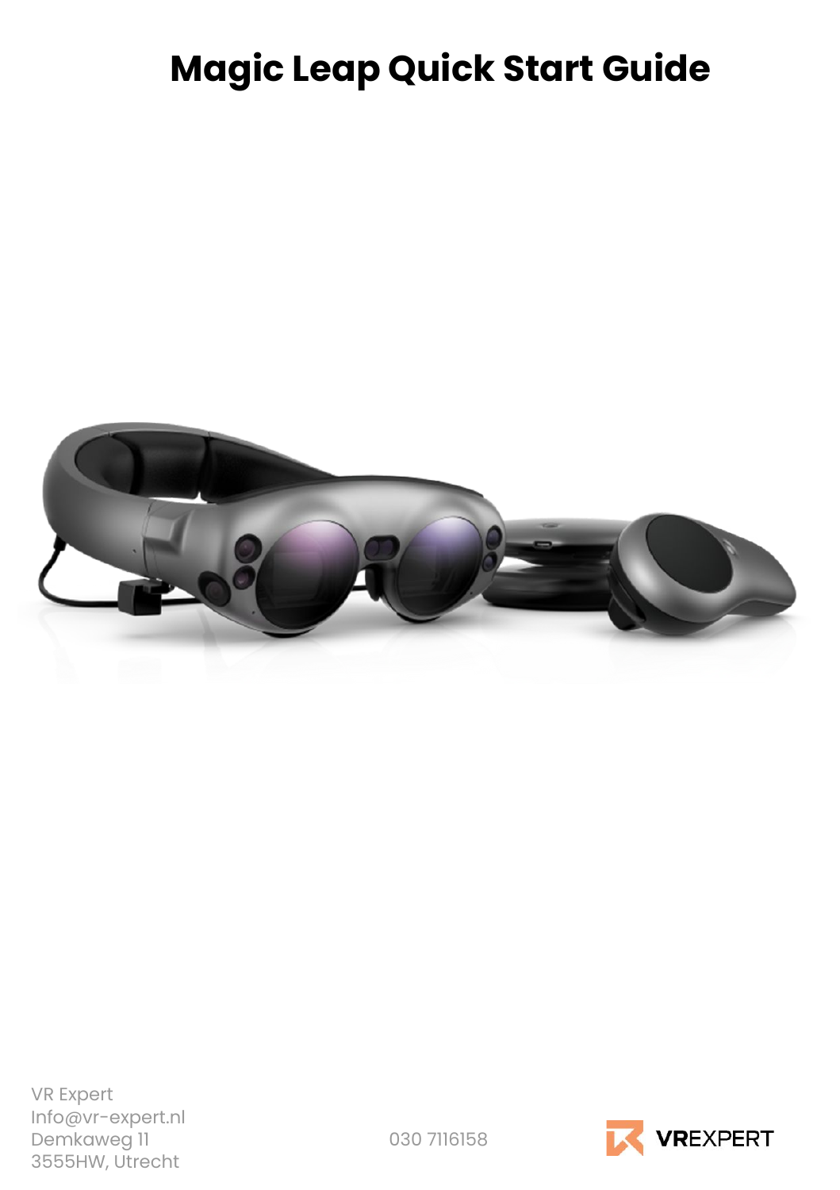# Magic Leap Quick Start Guide

VR Expert
Info@vr-expert.nl
Demkaweg 11
3555HW, Utrecht

030 7116158

VREXPERT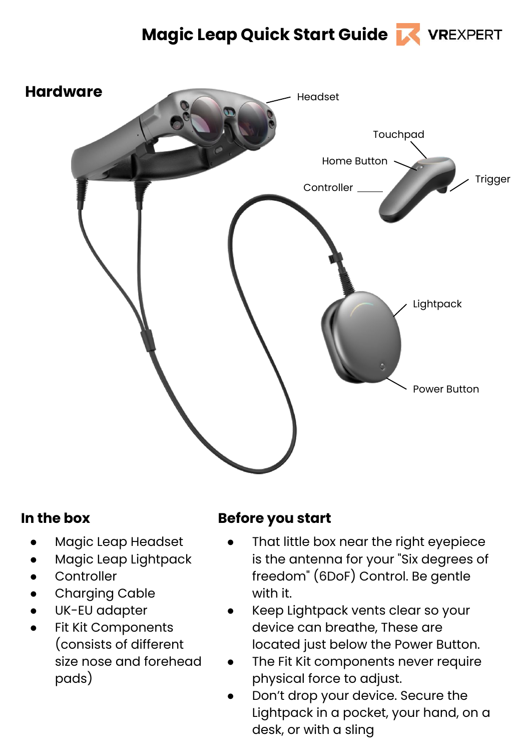# Magic Leap Quick Start Guide

## Hardware

Headset

Touchpad

Home Button

Controller

Trigger

Lightpack

Power Button

## In the box

- Magic Leap Headset
- Magic Leap Lightpack
- Controller
- Charging Cable
- UK-EU adapter
- Fit Kit Components (consists of different size nose and forehead pads)

## Before you start

- That little box near the right eyepiece is the antenna for your "Six degrees of freedom" (6DoF) Control. Be gentle with it.
- Keep Lightpack vents clear so your device can breathe, These are located just below the Power Button.
- The Fit Kit components never require physical force to adjust.
- Don't drop your device. Secure the Lightpack in a pocket, your hand, on a desk, or with a sling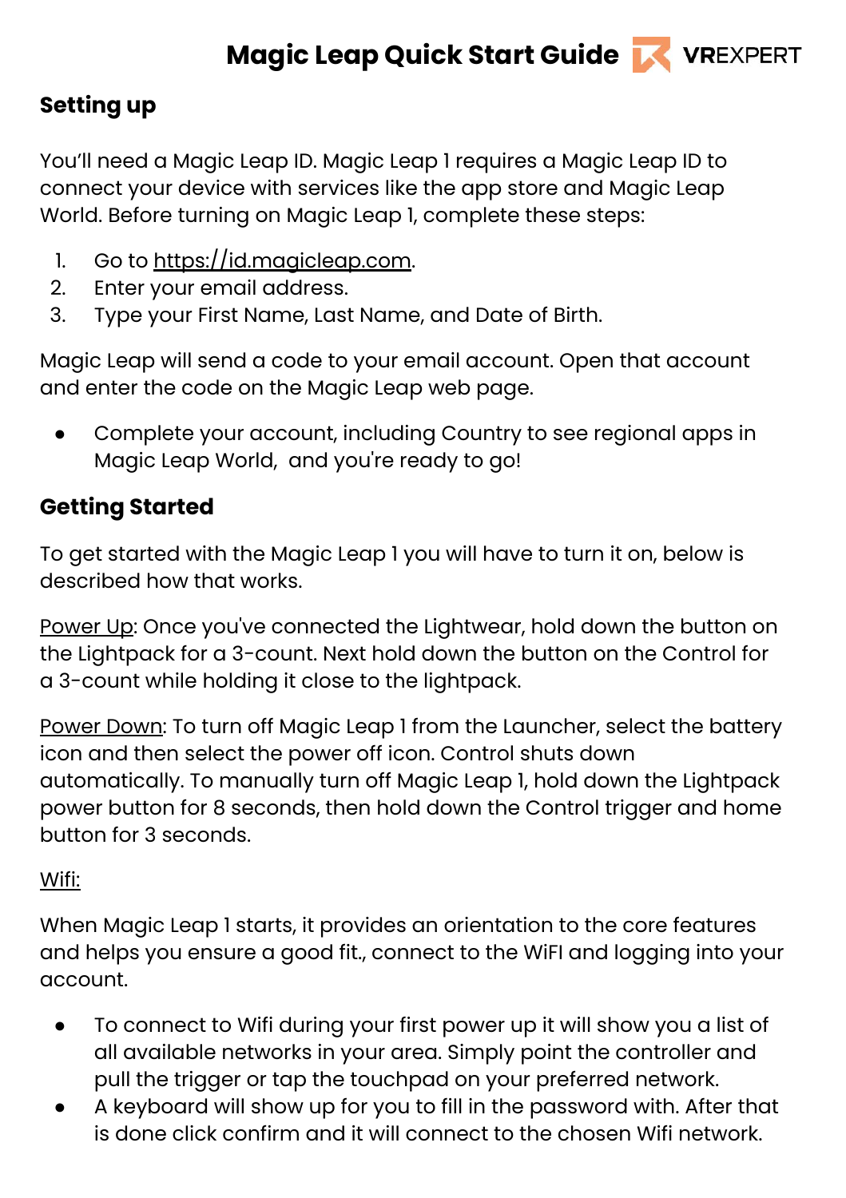# Magic Leap Quick Start Guide

## Setting up

You'll need a Magic Leap ID. Magic Leap 1 requires a Magic Leap ID to connect your device with services like the app store and Magic Leap World. Before turning on Magic Leap 1, complete these steps:

1. Go to https://id.magicleap.com.
2. Enter your email address.
3. Type your First Name, Last Name, and Date of Birth.

Magic Leap will send a code to your email account. Open that account and enter the code on the Magic Leap web page.

- Complete your account, including Country to see regional apps in Magic Leap World,  and you're ready to go!

## Getting Started

To get started with the Magic Leap 1 you will have to turn it on, below is described how that works.

Power Up: Once you've connected the Lightwear, hold down the button on the Lightpack for a 3-count. Next hold down the button on the Control for a 3-count while holding it close to the lightpack.

Power Down: To turn off Magic Leap 1 from the Launcher, select the battery icon and then select the power off icon. Control shuts down automatically. To manually turn off Magic Leap 1, hold down the Lightpack power button for 8 seconds, then hold down the Control trigger and home button for 3 seconds.

Wifi:

When Magic Leap 1 starts, it provides an orientation to the core features and helps you ensure a good fit., connect to the WiFI and logging into your account.

- To connect to Wifi during your first power up it will show you a list of all available networks in your area. Simply point the controller and pull the trigger or tap the touchpad on your preferred network.
- A keyboard will show up for you to fill in the password with. After that is done click confirm and it will connect to the chosen Wifi network.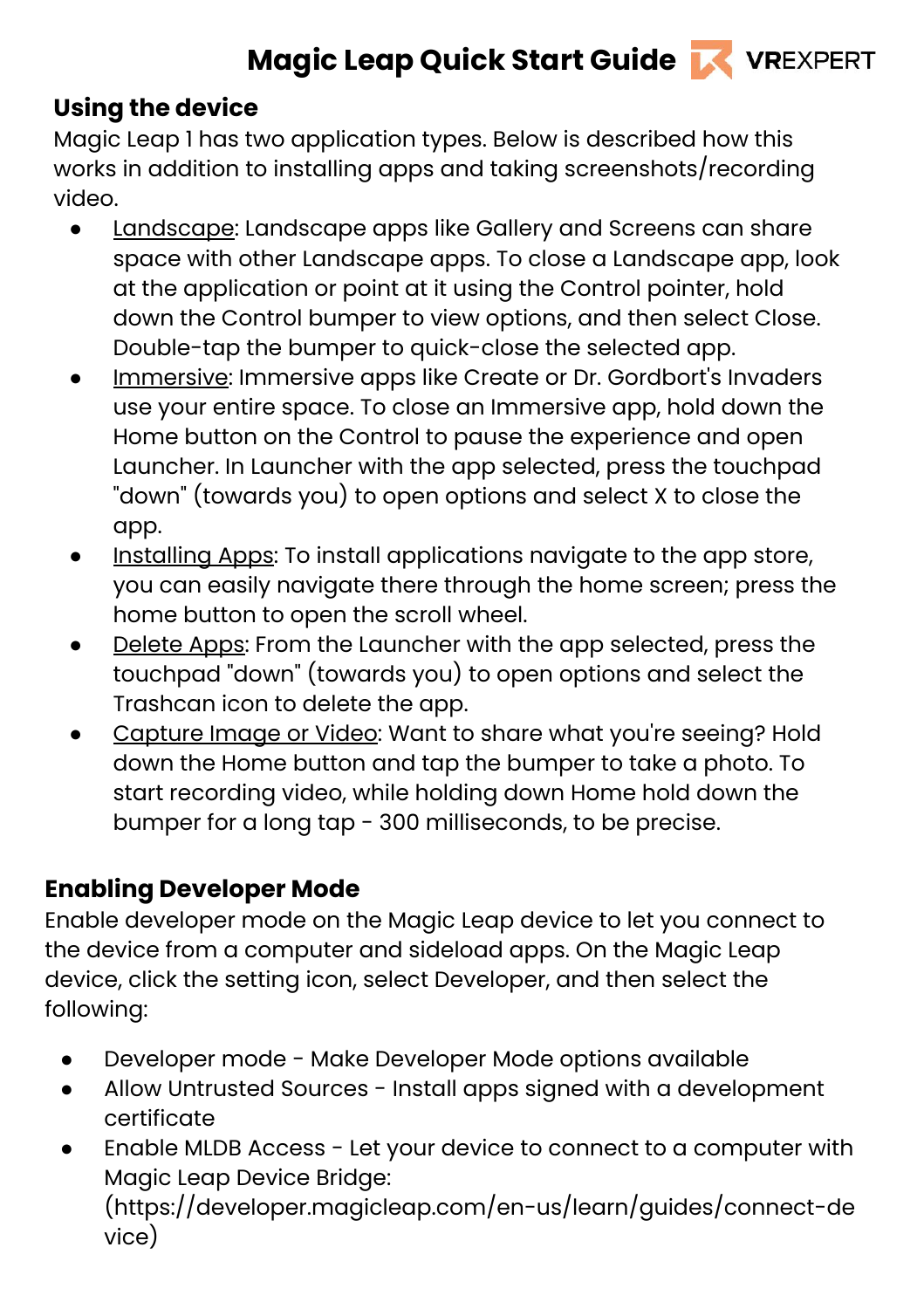## Using the device

Magic Leap 1 has two application types. Below is described how this works in addition to installing apps and taking screenshots/recording video.

- Landscape: Landscape apps like Gallery and Screens can share space with other Landscape apps. To close a Landscape app, look at the application or point at it using the Control pointer, hold down the Control bumper to view options, and then select Close. Double-tap the bumper to quick-close the selected app.
- Immersive: Immersive apps like Create or Dr. Gordbort's Invaders use your entire space. To close an Immersive app, hold down the Home button on the Control to pause the experience and open Launcher. In Launcher with the app selected, press the touchpad "down" (towards you) to open options and select X to close the app.
- Installing Apps: To install applications navigate to the app store, you can easily navigate there through the home screen; press the home button to open the scroll wheel.
- Delete Apps: From the Launcher with the app selected, press the touchpad "down" (towards you) to open options and select the Trashcan icon to delete the app.
- Capture Image or Video: Want to share what you're seeing? Hold down the Home button and tap the bumper to take a photo. To start recording video, while holding down Home hold down the bumper for a long tap - 300 milliseconds, to be precise.

## Enabling Developer Mode

Enable developer mode on the Magic Leap device to let you connect to the device from a computer and sideload apps. On the Magic Leap device, click the setting icon, select Developer, and then select the following:

- Developer mode - Make Developer Mode options available
- Allow Untrusted Sources - Install apps signed with a development certificate
- Enable MLDB Access - Let your device to connect to a computer with Magic Leap Device Bridge: (https://developer.magicleap.com/en-us/learn/guides/connect-device)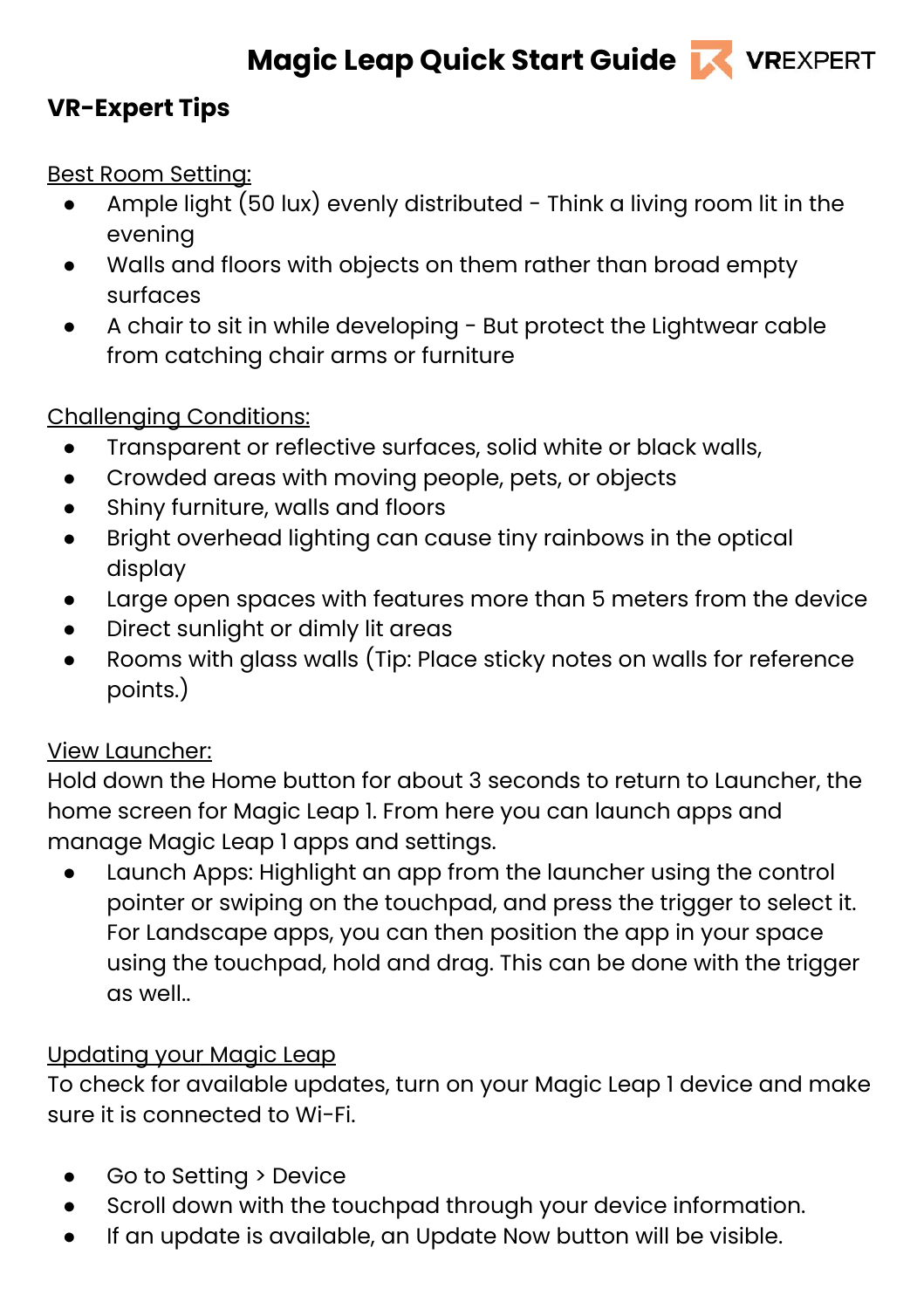# Magic Leap Quick Start Guide

## VR-Expert Tips

Best Room Setting:

- Ample light (50 lux) evenly distributed - Think a living room lit in the evening
- Walls and floors with objects on them rather than broad empty surfaces
- A chair to sit in while developing - But protect the Lightwear cable from catching chair arms or furniture

Challenging Conditions:

- Transparent or reflective surfaces, solid white or black walls,
- Crowded areas with moving people, pets, or objects
- Shiny furniture, walls and floors
- Bright overhead lighting can cause tiny rainbows in the optical display
- Large open spaces with features more than 5 meters from the device
- Direct sunlight or dimly lit areas
- Rooms with glass walls (Tip: Place sticky notes on walls for reference points.)

View Launcher:

Hold down the Home button for about 3 seconds to return to Launcher, the home screen for Magic Leap 1. From here you can launch apps and manage Magic Leap 1 apps and settings.

- Launch Apps: Highlight an app from the launcher using the control pointer or swiping on the touchpad, and press the trigger to select it. For Landscape apps, you can then position the app in your space using the touchpad, hold and drag. This can be done with the trigger as well..

Updating your Magic Leap

To check for available updates, turn on your Magic Leap 1 device and make sure it is connected to Wi-Fi.

- Go to Setting > Device
- Scroll down with the touchpad through your device information.
- If an update is available, an Update Now button will be visible.